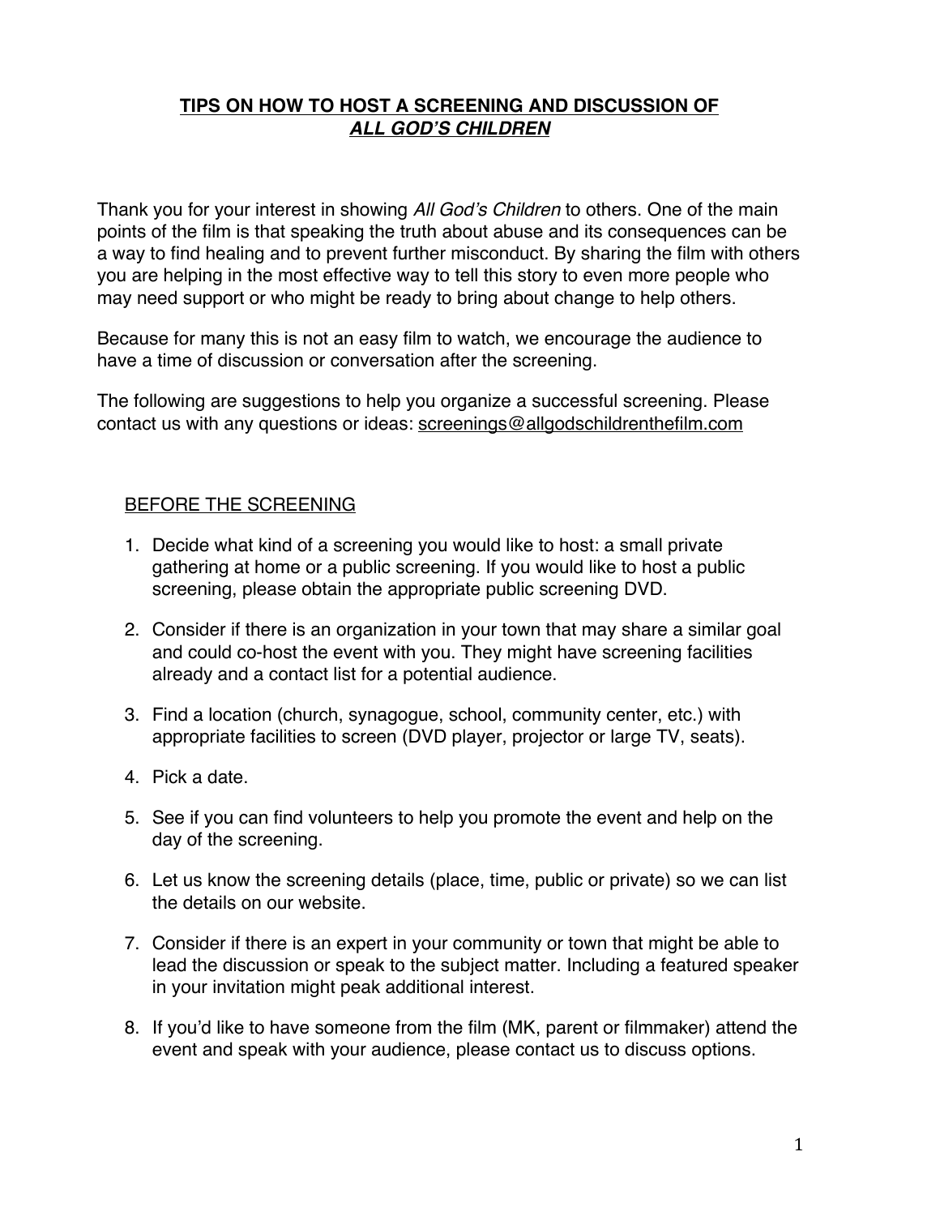# TIPS ON HOW TO HOST A SCREENING AND DISCUSSION OF *ALL GOD'S CHILDREN*

Thank you for your interest in showing *All God's Children* to others. One of the main points of the film is that speaking the truth about abuse and its consequences can be a way to find healing and to prevent further misconduct. By sharing the film with others you are helping in the most effective way to tell this story to even more people who may need support or who might be ready to bring about change to help others.

Because for many this is not an easy film to watch, we encourage the audience to have a time of discussion or conversation after the screening.

The following are suggestions to help you organize a successful screening. Please contact us with any questions or ideas: screenings@allgodschildrenthefilm.com

## BEFORE THE SCREENING

1. Decide what kind of a screening you would like to host: a small private gathering at home or a public screening. If you would like to host a public screening, please obtain the appropriate public screening DVD.
2. Consider if there is an organization in your town that may share a similar goal and could co-host the event with you. They might have screening facilities already and a contact list for a potential audience.
3. Find a location (church, synagogue, school, community center, etc.) with appropriate facilities to screen (DVD player, projector or large TV, seats).
4. Pick a date.
5. See if you can find volunteers to help you promote the event and help on the day of the screening.
6. Let us know the screening details (place, time, public or private) so we can list the details on our website.
7. Consider if there is an expert in your community or town that might be able to lead the discussion or speak to the subject matter. Including a featured speaker in your invitation might peak additional interest.
8. If you'd like to have someone from the film (MK, parent or filmmaker) attend the event and speak with your audience, please contact us to discuss options.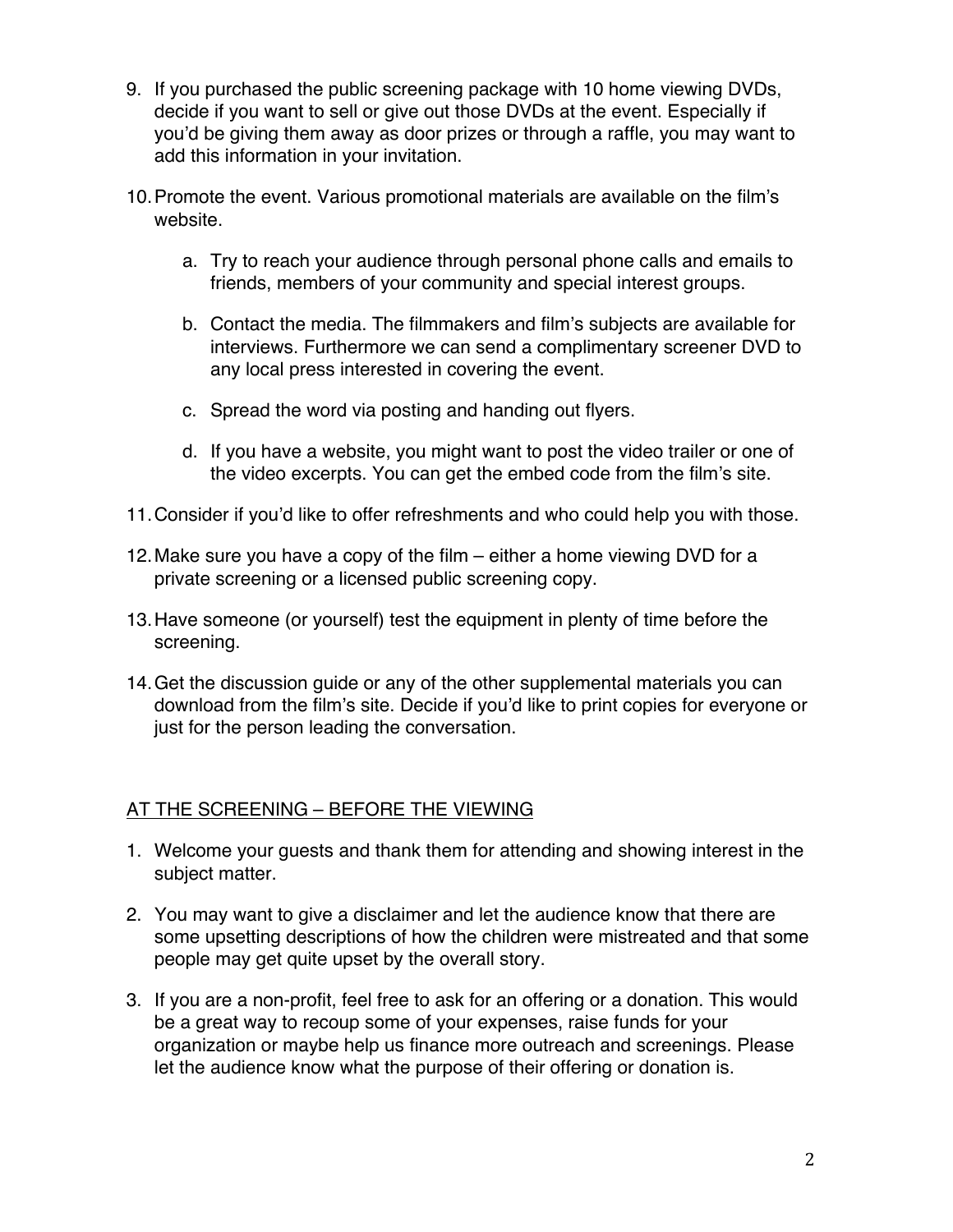9. If you purchased the public screening package with 10 home viewing DVDs, decide if you want to sell or give out those DVDs at the event. Especially if you'd be giving them away as door prizes or through a raffle, you may want to add this information in your invitation.

10. Promote the event. Various promotional materials are available on the film's website.

    a. Try to reach your audience through personal phone calls and emails to friends, members of your community and special interest groups.

    b. Contact the media. The filmmakers and film's subjects are available for interviews. Furthermore we can send a complimentary screener DVD to any local press interested in covering the event.

    c. Spread the word via posting and handing out flyers.

    d. If you have a website, you might want to post the video trailer or one of the video excerpts. You can get the embed code from the film's site.

11. Consider if you'd like to offer refreshments and who could help you with those.

12. Make sure you have a copy of the film – either a home viewing DVD for a private screening or a licensed public screening copy.

13. Have someone (or yourself) test the equipment in plenty of time before the screening.

14. Get the discussion guide or any of the other supplemental materials you can download from the film's site. Decide if you'd like to print copies for everyone or just for the person leading the conversation.

## <u>AT THE SCREENING – BEFORE THE VIEWING</u>

1. Welcome your guests and thank them for attending and showing interest in the subject matter.

2. You may want to give a disclaimer and let the audience know that there are some upsetting descriptions of how the children were mistreated and that some people may get quite upset by the overall story.

3. If you are a non-profit, feel free to ask for an offering or a donation. This would be a great way to recoup some of your expenses, raise funds for your organization or maybe help us finance more outreach and screenings. Please let the audience know what the purpose of their offering or donation is.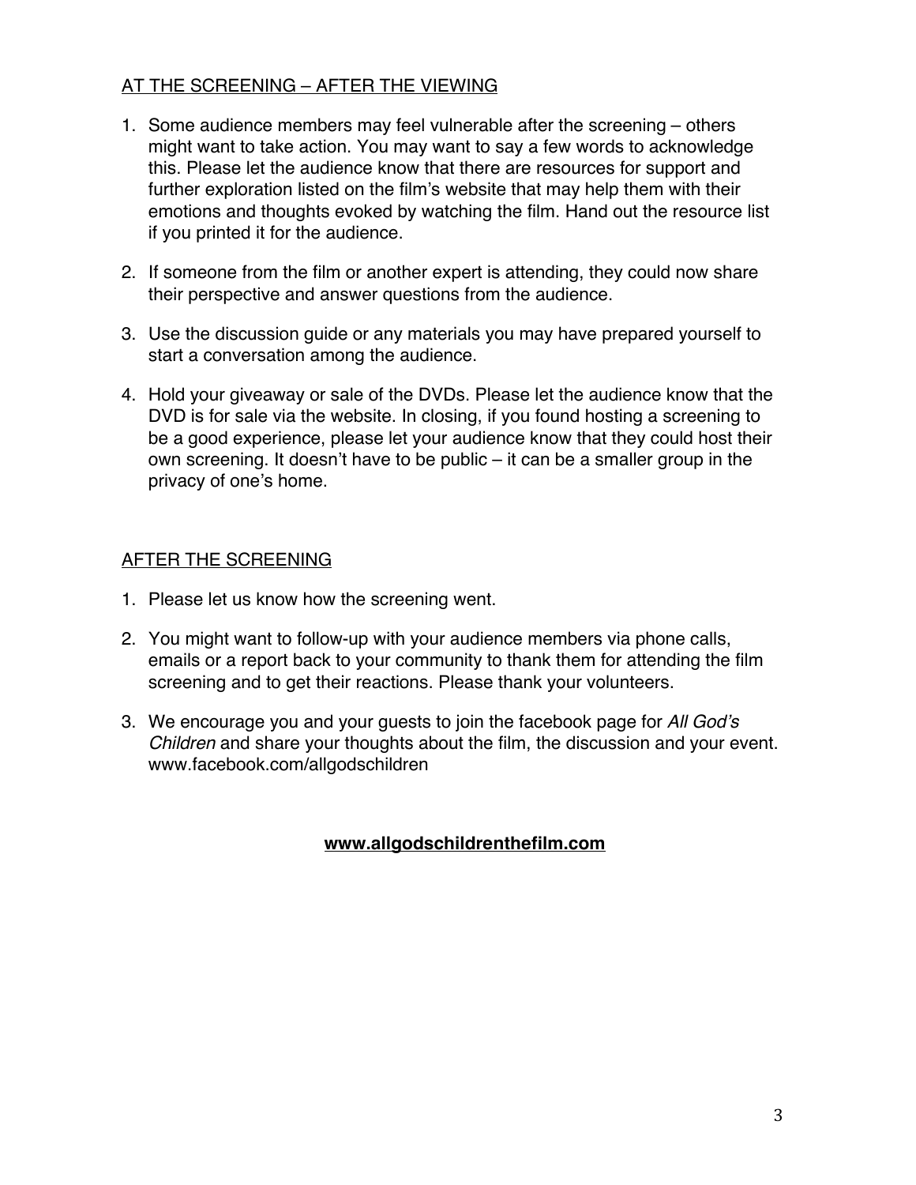## AT THE SCREENING – AFTER THE VIEWING

1. Some audience members may feel vulnerable after the screening – others might want to take action. You may want to say a few words to acknowledge this. Please let the audience know that there are resources for support and further exploration listed on the film's website that may help them with their emotions and thoughts evoked by watching the film. Hand out the resource list if you printed it for the audience.

2. If someone from the film or another expert is attending, they could now share their perspective and answer questions from the audience.

3. Use the discussion guide or any materials you may have prepared yourself to start a conversation among the audience.

4. Hold your giveaway or sale of the DVDs. Please let the audience know that the DVD is for sale via the website. In closing, if you found hosting a screening to be a good experience, please let your audience know that they could host their own screening. It doesn't have to be public – it can be a smaller group in the privacy of one's home.

## AFTER THE SCREENING

1. Please let us know how the screening went.

2. You might want to follow-up with your audience members via phone calls, emails or a report back to your community to thank them for attending the film screening and to get their reactions. Please thank your volunteers.

3. We encourage you and your guests to join the facebook page for *All God's Children* and share your thoughts about the film, the discussion and your event. www.facebook.com/allgodschildren

**www.allgodschildrenthefilm.com**